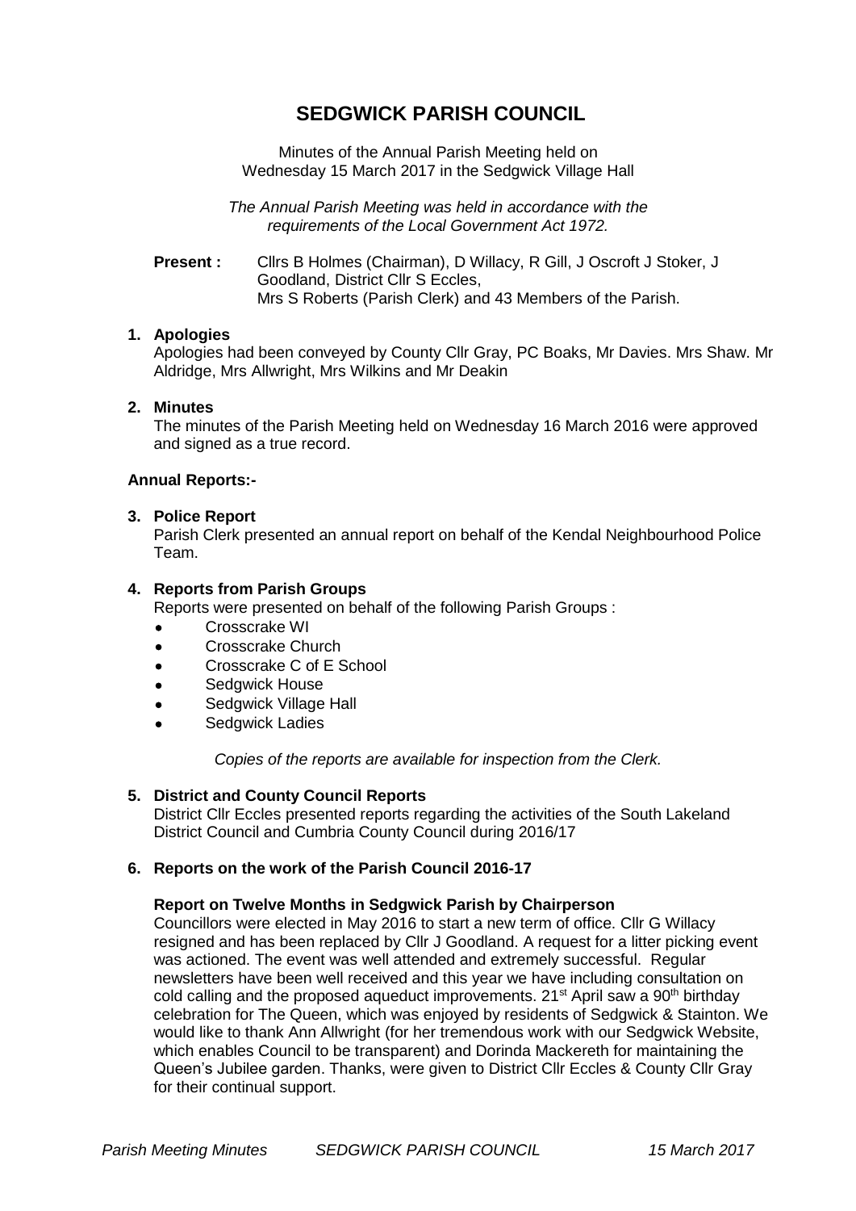# SEDGWICK PARISH COUNCIL

Minutes of the Annual Parish Meeting held on
Wednesday 15 March 2017 in the Sedgwick Village Hall

*The Annual Parish Meeting was held in accordance with the requirements of the Local Government Act 1972.*

**Present :** Cllrs B Holmes (Chairman), D Willacy, R Gill, J Oscroft J Stoker, J Goodland, District Cllr S Eccles, Mrs S Roberts (Parish Clerk) and 43 Members of the Parish.

**1. Apologies**

Apologies had been conveyed by County Cllr Gray, PC Boaks, Mr Davies. Mrs Shaw. Mr Aldridge, Mrs Allwright, Mrs Wilkins and Mr Deakin

**2. Minutes**

The minutes of the Parish Meeting held on Wednesday 16 March 2016 were approved and signed as a true record.

**Annual Reports:-**

**3. Police Report**

Parish Clerk presented an annual report on behalf of the Kendal Neighbourhood Police Team.

**4. Reports from Parish Groups**

Reports were presented on behalf of the following Parish Groups :

- Crosscrake WI
- Crosscrake Church
- Crosscrake C of E School
- Sedgwick House
- Sedgwick Village Hall
- Sedgwick Ladies

*Copies of the reports are available for inspection from the Clerk.*

**5. District and County Council Reports**

District Cllr Eccles presented reports regarding the activities of the South Lakeland District Council and Cumbria County Council during 2016/17

**6. Reports on the work of the Parish Council 2016-17**

**Report on Twelve Months in Sedgwick Parish by Chairperson**

Councillors were elected in May 2016 to start a new term of office. Cllr G Willacy resigned and has been replaced by Cllr J Goodland. A request for a litter picking event was actioned. The event was well attended and extremely successful. Regular newsletters have been well received and this year we have including consultation on cold calling and the proposed aqueduct improvements. 21st April saw a 90th birthday celebration for The Queen, which was enjoyed by residents of Sedgwick & Stainton. We would like to thank Ann Allwright (for her tremendous work with our Sedgwick Website, which enables Council to be transparent) and Dorinda Mackereth for maintaining the Queen's Jubilee garden. Thanks, were given to District Cllr Eccles & County Cllr Gray for their continual support.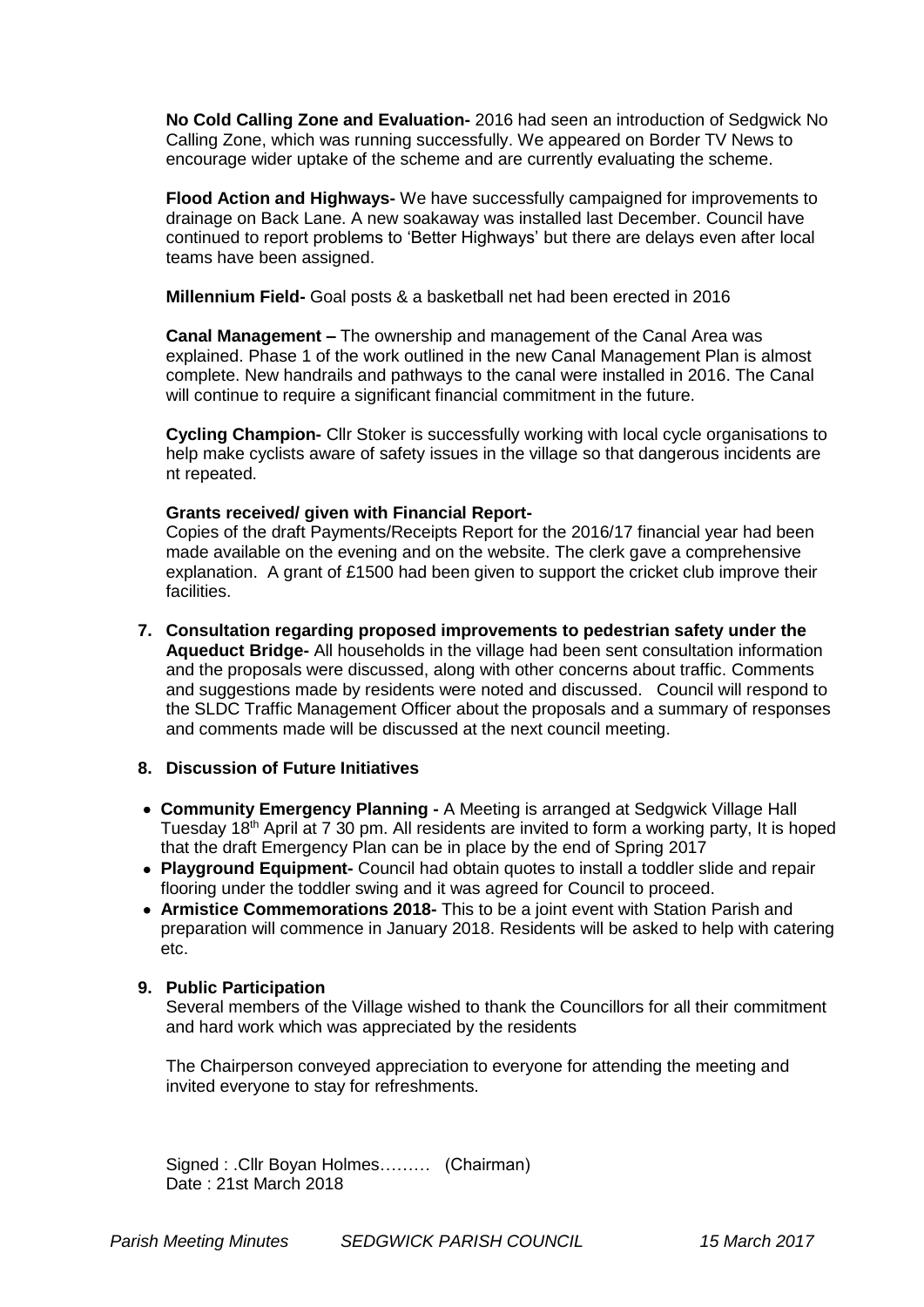**No Cold Calling Zone and Evaluation-** 2016 had seen an introduction of Sedgwick No Calling Zone, which was running successfully. We appeared on Border TV News to encourage wider uptake of the scheme and are currently evaluating the scheme.

**Flood Action and Highways-** We have successfully campaigned for improvements to drainage on Back Lane. A new soakaway was installed last December. Council have continued to report problems to 'Better Highways' but there are delays even after local teams have been assigned.

**Millennium Field-** Goal posts & a basketball net had been erected in 2016

**Canal Management –** The ownership and management of the Canal Area was explained. Phase 1 of the work outlined in the new Canal Management Plan is almost complete. New handrails and pathways to the canal were installed in 2016. The Canal will continue to require a significant financial commitment in the future.

**Cycling Champion-** Cllr Stoker is successfully working with local cycle organisations to help make cyclists aware of safety issues in the village so that dangerous incidents are nt repeated.

**Grants received/ given with Financial Report-**
Copies of the draft Payments/Receipts Report for the 2016/17 financial year had been made available on the evening and on the website. The clerk gave a comprehensive explanation. A grant of £1500 had been given to support the cricket club improve their facilities.

7. **Consultation regarding proposed improvements to pedestrian safety under the Aqueduct Bridge-** All households in the village had been sent consultation information and the proposals were discussed, along with other concerns about traffic. Comments and suggestions made by residents were noted and discussed. Council will respond to the SLDC Traffic Management Officer about the proposals and a summary of responses and comments made will be discussed at the next council meeting.

8. **Discussion of Future Initiatives**

- **Community Emergency Planning -** A Meeting is arranged at Sedgwick Village Hall Tuesday 18th April at 7 30 pm. All residents are invited to form a working party, It is hoped that the draft Emergency Plan can be in place by the end of Spring 2017
- **Playground Equipment-** Council had obtain quotes to install a toddler slide and repair flooring under the toddler swing and it was agreed for Council to proceed.
- **Armistice Commemorations 2018-** This to be a joint event with Station Parish and preparation will commence in January 2018. Residents will be asked to help with catering etc.

9. **Public Participation**
Several members of the Village wished to thank the Councillors for all their commitment and hard work which was appreciated by the residents

The Chairperson conveyed appreciation to everyone for attending the meeting and invited everyone to stay for refreshments.

Signed : .Cllr Boyan Holmes……… (Chairman)
Date : 21st March 2018